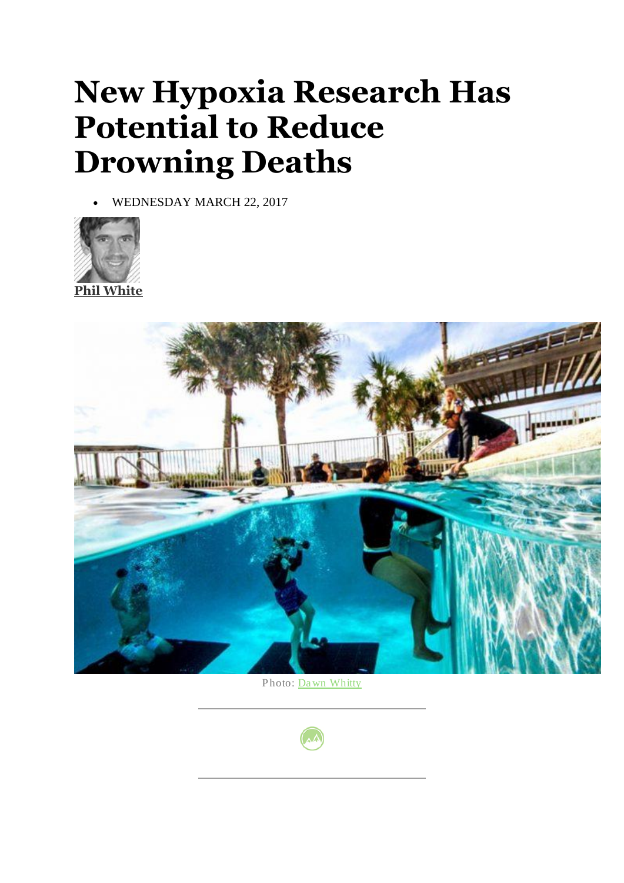# New Hypoxia Research Has Potential to Reduce Drowning Deaths

- WEDNESDAY MARCH 22, 2017

**Phil White**

Photo: Dawn Whitty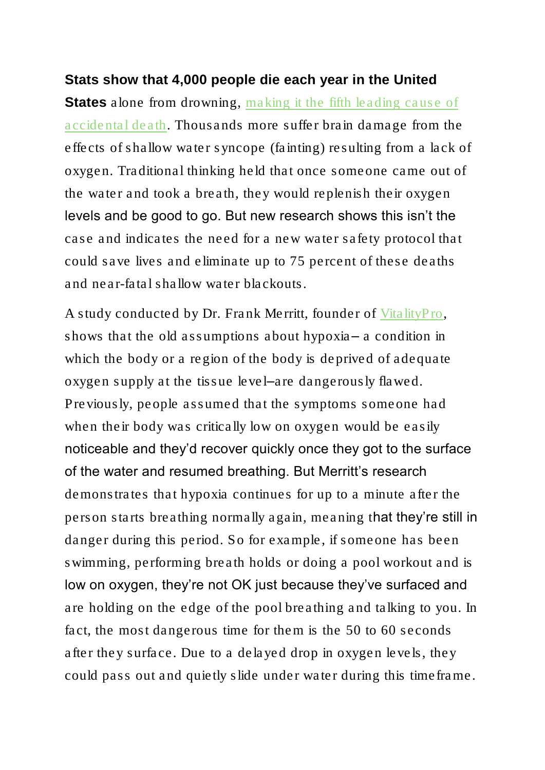**Stats show that 4,000 people die each year in the United States** alone from drowning, making it the fifth leading cause of accidental death. Thousands more suffer brain damage from the effects of shallow water syncope (fainting) resulting from a lack of oxygen. Traditional thinking held that once someone came out of the water and took a breath, they would replenish their oxygen levels and be good to go. But new research shows this isn't the case and indicates the need for a new water safety protocol that could save lives and eliminate up to 75 percent of these deaths and near-fatal shallow water blackouts.

A study conducted by Dr. Frank Merritt, founder of VitalityPro, shows that the old assumptions about hypoxia– a condition in which the body or a region of the body is deprived of adequate oxygen supply at the tissue level–are dangerously flawed. Previously, people assumed that the symptoms someone had when their body was critically low on oxygen would be easily noticeable and they'd recover quickly once they got to the surface of the water and resumed breathing. But Merritt's research demonstrates that hypoxia continues for up to a minute after the person starts breathing normally again, meaning that they're still in danger during this period. So for example, if someone has been swimming, performing breath holds or doing a pool workout and is low on oxygen, they're not OK just because they've surfaced and are holding on the edge of the pool breathing and talking to you. In fact, the most dangerous time for them is the 50 to 60 seconds after they surface. Due to a delayed drop in oxygen levels, they could pass out and quietly slide under water during this timeframe.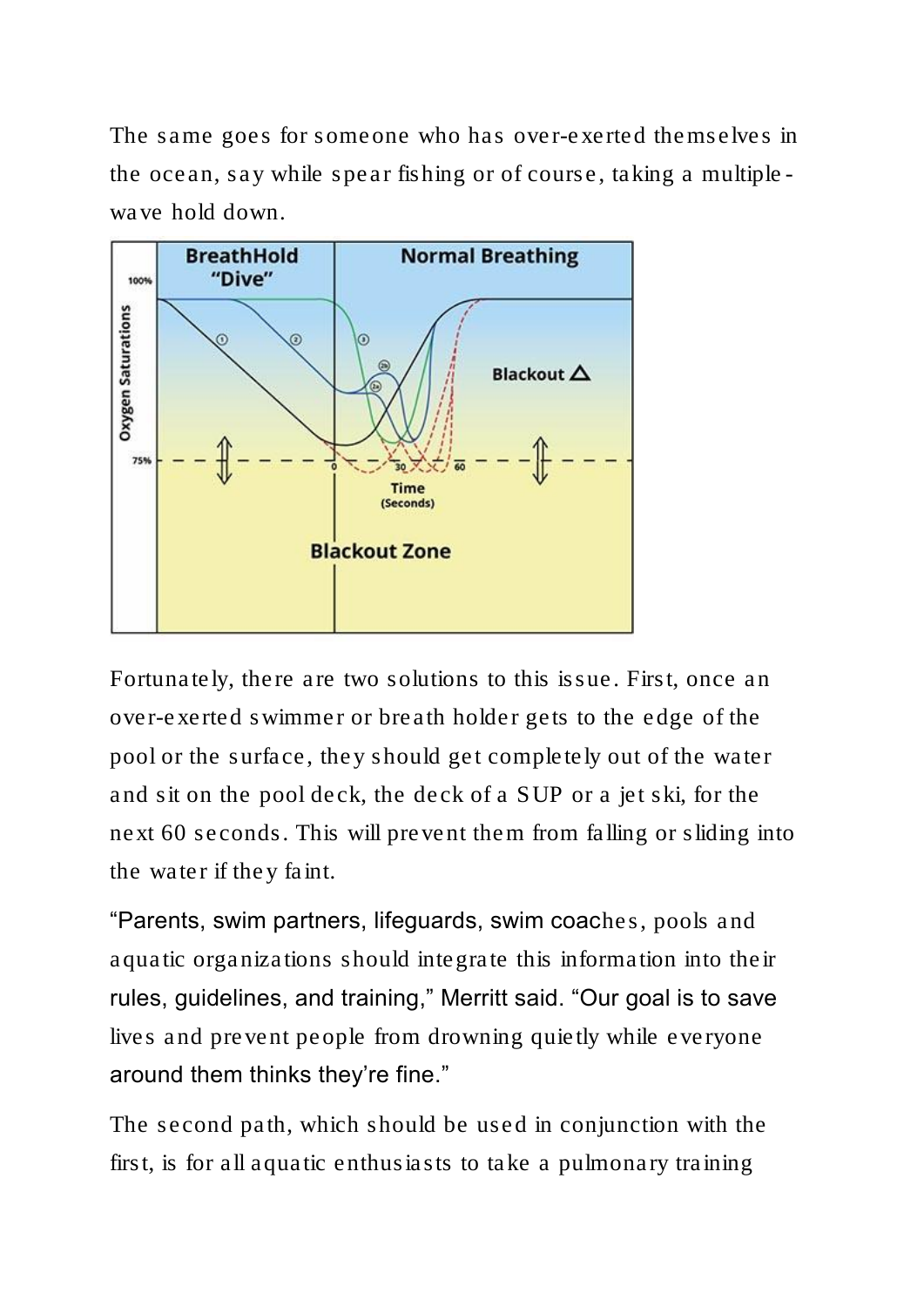The same goes for someone who has over-exerted themselves in the ocean, say while spear fishing or of course, taking a multiple-wave hold down.

Fortunately, there are two solutions to this issue. First, once an over-exerted swimmer or breath holder gets to the edge of the pool or the surface, they should get completely out of the water and sit on the pool deck, the deck of a SUP or a jet ski, for the next 60 seconds. This will prevent them from falling or sliding into the water if they faint.

"Parents, swim partners, lifeguards, swim coaches, pools and aquatic organizations should integrate this information into their rules, guidelines, and training," Merritt said. "Our goal is to save lives and prevent people from drowning quietly while everyone around them thinks they're fine."

The second path, which should be used in conjunction with the first, is for all aquatic enthusiasts to take a pulmonary training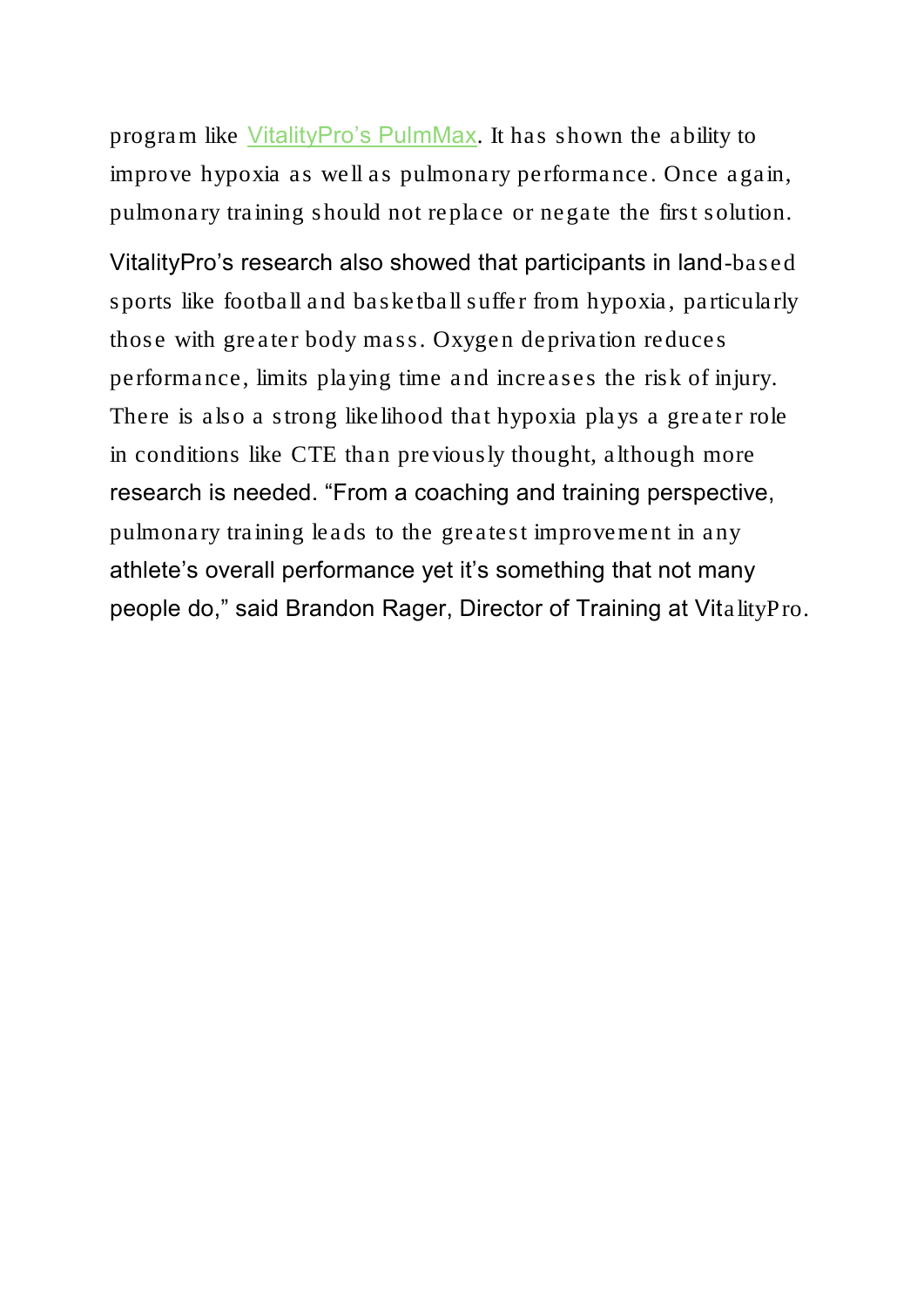program like VitalityPro's PulmMax. It has shown the ability to improve hypoxia as well as pulmonary performance. Once again, pulmonary training should not replace or negate the first solution.

VitalityPro's research also showed that participants in land-based sports like football and basketball suffer from hypoxia, particularly those with greater body mass. Oxygen deprivation reduces performance, limits playing time and increases the risk of injury. There is also a strong likelihood that hypoxia plays a greater role in conditions like CTE than previously thought, although more research is needed. "From a coaching and training perspective, pulmonary training leads to the greatest improvement in any athlete's overall performance yet it's something that not many people do," said Brandon Rager, Director of Training at VitalityPro.